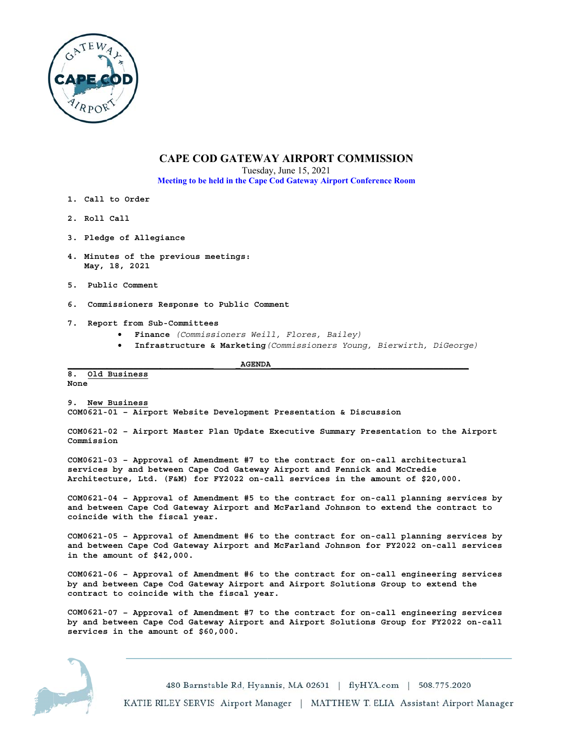# CAPE COD GATEWAY AIRPORT COMMISSION

Tuesday, June 15, 2021

**Meeting to be held in the Cape Cod Gateway Airport Conference Room**

1. **Call to Order**
2. **Roll Call**
3. **Pledge of Allegiance**
4. **Minutes of the previous meetings:**
   **May, 18, 2021**
5. **Public Comment**
6. **Commissioners Response to Public Comment**
7. **Report from Sub-Committees**
   - **Finance** *(Commissioners Weill, Flores, Bailey)*
   - **Infrastructure & Marketing** *(Commissioners Young, Bierwirth, DiGeorge)*

## AGENDA

**8. Old Business**

**None**

**9. New Business**

**COM0621-01 – Airport Website Development Presentation & Discussion**

**COM0621-02 – Airport Master Plan Update Executive Summary Presentation to the Airport Commission**

**COM0621-03 – Approval of Amendment #7 to the contract for on-call architectural services by and between Cape Cod Gateway Airport and Fennick and McCredie Architecture, Ltd. (F&M) for FY2022 on-call services in the amount of $20,000.**

**COM0621-04 – Approval of Amendment #5 to the contract for on-call planning services by and between Cape Cod Gateway Airport and McFarland Johnson to extend the contract to coincide with the fiscal year.**

**COM0621-05 – Approval of Amendment #6 to the contract for on-call planning services by and between Cape Cod Gateway Airport and McFarland Johnson for FY2022 on-call services in the amount of $42,000.**

**COM0621-06 – Approval of Amendment #6 to the contract for on-call engineering services by and between Cape Cod Gateway Airport and Airport Solutions Group to extend the contract to coincide with the fiscal year.**

**COM0621-07 – Approval of Amendment #7 to the contract for on-call engineering services by and between Cape Cod Gateway Airport and Airport Solutions Group for FY2022 on-call services in the amount of $60,000.**

480 Barnstable Rd, Hyannis, MA 02601 | flyHYA.com | 508.775.2020

KATIE RILEY SERVIS Airport Manager | MATTHEW T. ELIA Assistant Airport Manager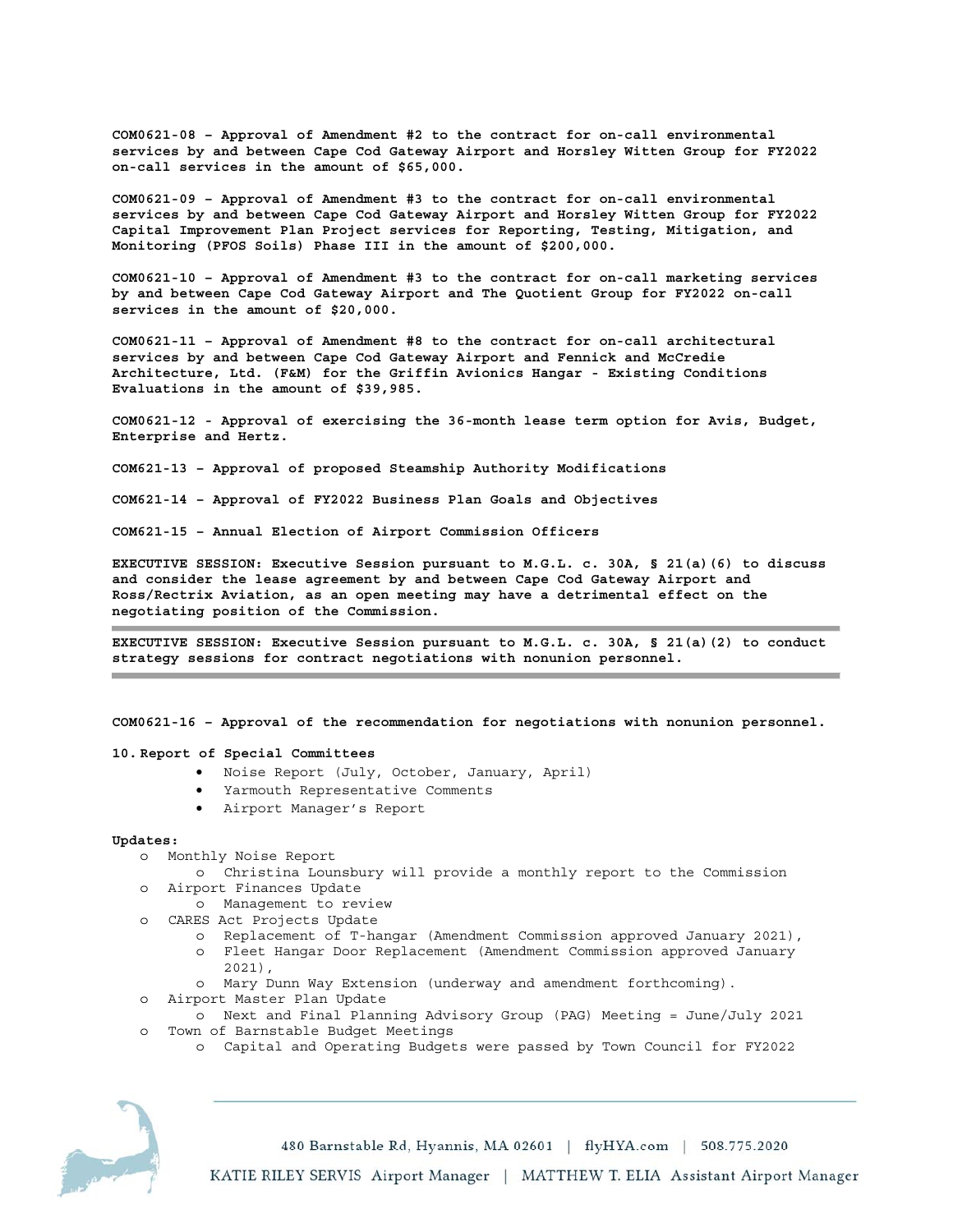**COM0621-08 – Approval of Amendment #2 to the contract for on-call environmental services by and between Cape Cod Gateway Airport and Horsley Witten Group for FY2022 on-call services in the amount of $65,000.**

**COM0621-09 – Approval of Amendment #3 to the contract for on-call environmental services by and between Cape Cod Gateway Airport and Horsley Witten Group for FY2022 Capital Improvement Plan Project services for Reporting, Testing, Mitigation, and Monitoring (PFOS Soils) Phase III in the amount of $200,000.**

**COM0621-10 – Approval of Amendment #3 to the contract for on-call marketing services by and between Cape Cod Gateway Airport and The Quotient Group for FY2022 on-call services in the amount of $20,000.**

**COM0621-11 – Approval of Amendment #8 to the contract for on-call architectural services by and between Cape Cod Gateway Airport and Fennick and McCredie Architecture, Ltd. (F&M) for the Griffin Avionics Hangar - Existing Conditions Evaluations in the amount of $39,985.**

**COM0621-12 - Approval of exercising the 36-month lease term option for Avis, Budget, Enterprise and Hertz.**

**COM621-13 – Approval of proposed Steamship Authority Modifications**

**COM621-14 – Approval of FY2022 Business Plan Goals and Objectives**

**COM621-15 – Annual Election of Airport Commission Officers**

**EXECUTIVE SESSION: Executive Session pursuant to M.G.L. c. 30A, § 21(a)(6) to discuss and consider the lease agreement by and between Cape Cod Gateway Airport and Ross/Rectrix Aviation, as an open meeting may have a detrimental effect on the negotiating position of the Commission.**

**EXECUTIVE SESSION: Executive Session pursuant to M.G.L. c. 30A, § 21(a)(2) to conduct strategy sessions for contract negotiations with nonunion personnel.**

**COM0621-16 – Approval of the recommendation for negotiations with nonunion personnel.**

**10. Report of Special Committees**

- Noise Report (July, October, January, April)
- Yarmouth Representative Comments
- Airport Manager's Report

**Updates:**

- Monthly Noise Report
  - Christina Lounsbury will provide a monthly report to the Commission
- Airport Finances Update
  - Management to review
- CARES Act Projects Update
  - Replacement of T-hangar (Amendment Commission approved January 2021),
  - Fleet Hangar Door Replacement (Amendment Commission approved January 2021),
  - Mary Dunn Way Extension (underway and amendment forthcoming).
- Airport Master Plan Update
  - Next and Final Planning Advisory Group (PAG) Meeting = June/July 2021
- Town of Barnstable Budget Meetings
  - Capital and Operating Budgets were passed by Town Council for FY2022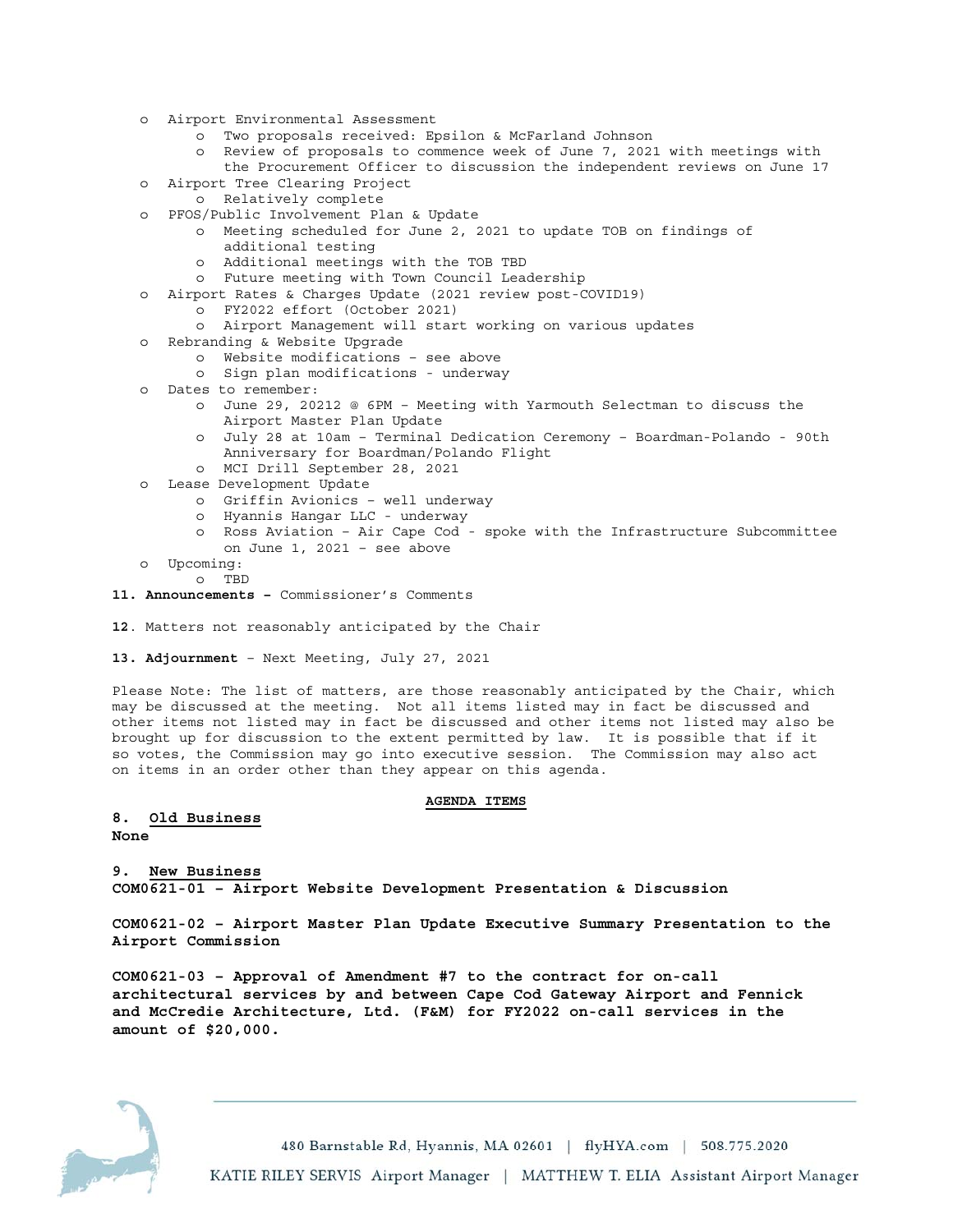- Airport Environmental Assessment
    - Two proposals received: Epsilon & McFarland Johnson
    - Review of proposals to commence week of June 7, 2021 with meetings with the Procurement Officer to discussion the independent reviews on June 17
- Airport Tree Clearing Project
    - Relatively complete
- PFOS/Public Involvement Plan & Update
    - Meeting scheduled for June 2, 2021 to update TOB on findings of additional testing
    - Additional meetings with the TOB TBD
    - Future meeting with Town Council Leadership
- Airport Rates & Charges Update (2021 review post-COVID19)
    - FY2022 effort (October 2021)
    - Airport Management will start working on various updates
- Rebranding & Website Upgrade
    - Website modifications – see above
    - Sign plan modifications - underway
- Dates to remember:
    - June 29, 20212 @ 6PM – Meeting with Yarmouth Selectman to discuss the Airport Master Plan Update
    - July 28 at 10am – Terminal Dedication Ceremony – Boardman-Polando - 90th Anniversary for Boardman/Polando Flight
    - MCI Drill September 28, 2021
- Lease Development Update
    - Griffin Avionics – well underway
    - Hyannis Hangar LLC - underway
    - Ross Aviation – Air Cape Cod - spoke with the Infrastructure Subcommittee on June 1, 2021 – see above
- Upcoming:
    - TBD

**11. Announcements –** Commissioner's Comments

**12**. Matters not reasonably anticipated by the Chair

**13. Adjournment** – Next Meeting, July 27, 2021

Please Note: The list of matters, are those reasonably anticipated by the Chair, which may be discussed at the meeting. Not all items listed may in fact be discussed and other items not listed may in fact be discussed and other items not listed may also be brought up for discussion to the extent permitted by law. It is possible that if it so votes, the Commission may go into executive session. The Commission may also act on items in an order other than they appear on this agenda.

## AGENDA ITEMS

**8. Old Business**

**None**

**9. New Business**

**COM0621-01 – Airport Website Development Presentation & Discussion**

**COM0621-02 – Airport Master Plan Update Executive Summary Presentation to the Airport Commission**

**COM0621-03 – Approval of Amendment #7 to the contract for on-call architectural services by and between Cape Cod Gateway Airport and Fennick and McCredie Architecture, Ltd. (F&M) for FY2022 on-call services in the amount of $20,000.**

480 Barnstable Rd, Hyannis, MA 02601 | flyHYA.com | 508.775.2020

KATIE RILEY SERVIS Airport Manager | MATTHEW T. ELIA Assistant Airport Manager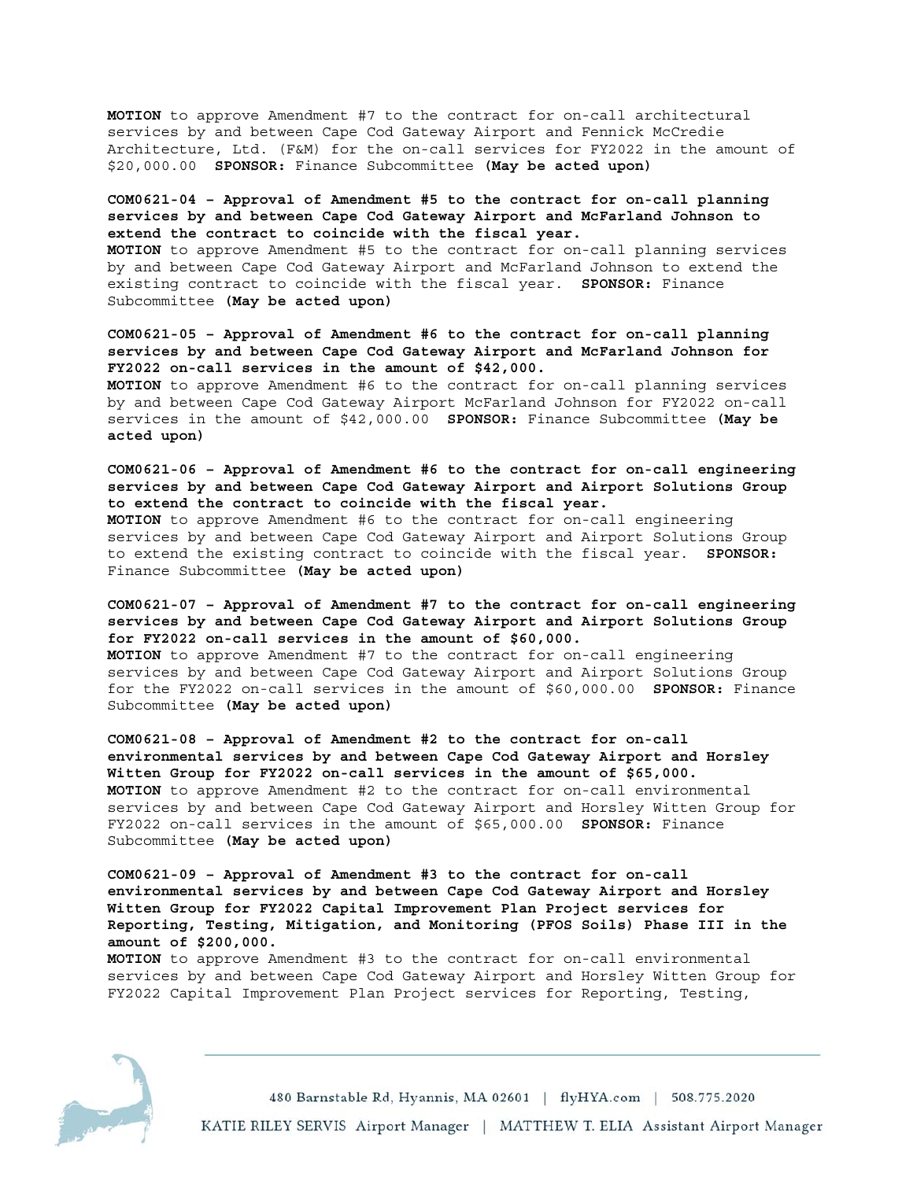**MOTION** to approve Amendment #7 to the contract for on-call architectural services by and between Cape Cod Gateway Airport and Fennick McCredie Architecture, Ltd. (F&M) for the on-call services for FY2022 in the amount of $20,000.00 **SPONSOR:** Finance Subcommittee **(May be acted upon)**

**COM0621-04 – Approval of Amendment #5 to the contract for on-call planning services by and between Cape Cod Gateway Airport and McFarland Johnson to extend the contract to coincide with the fiscal year.**
**MOTION** to approve Amendment #5 to the contract for on-call planning services by and between Cape Cod Gateway Airport and McFarland Johnson to extend the existing contract to coincide with the fiscal year. **SPONSOR:** Finance Subcommittee **(May be acted upon)**

**COM0621-05 – Approval of Amendment #6 to the contract for on-call planning services by and between Cape Cod Gateway Airport and McFarland Johnson for FY2022 on-call services in the amount of $42,000.**
**MOTION** to approve Amendment #6 to the contract for on-call planning services by and between Cape Cod Gateway Airport McFarland Johnson for FY2022 on-call services in the amount of $42,000.00 **SPONSOR:** Finance Subcommittee **(May be acted upon)**

**COM0621-06 – Approval of Amendment #6 to the contract for on-call engineering services by and between Cape Cod Gateway Airport and Airport Solutions Group to extend the contract to coincide with the fiscal year.**
**MOTION** to approve Amendment #6 to the contract for on-call engineering services by and between Cape Cod Gateway Airport and Airport Solutions Group to extend the existing contract to coincide with the fiscal year. **SPONSOR:** Finance Subcommittee **(May be acted upon)**

**COM0621-07 – Approval of Amendment #7 to the contract for on-call engineering services by and between Cape Cod Gateway Airport and Airport Solutions Group for FY2022 on-call services in the amount of $60,000.**
**MOTION** to approve Amendment #7 to the contract for on-call engineering services by and between Cape Cod Gateway Airport and Airport Solutions Group for the FY2022 on-call services in the amount of $60,000.00 **SPONSOR:** Finance Subcommittee **(May be acted upon)**

**COM0621-08 – Approval of Amendment #2 to the contract for on-call environmental services by and between Cape Cod Gateway Airport and Horsley Witten Group for FY2022 on-call services in the amount of $65,000.**
**MOTION** to approve Amendment #2 to the contract for on-call environmental services by and between Cape Cod Gateway Airport and Horsley Witten Group for FY2022 on-call services in the amount of $65,000.00 **SPONSOR:** Finance Subcommittee **(May be acted upon)**

**COM0621-09 – Approval of Amendment #3 to the contract for on-call environmental services by and between Cape Cod Gateway Airport and Horsley Witten Group for FY2022 Capital Improvement Plan Project services for Reporting, Testing, Mitigation, and Monitoring (PFOS Soils) Phase III in the amount of $200,000.**
**MOTION** to approve Amendment #3 to the contract for on-call environmental services by and between Cape Cod Gateway Airport and Horsley Witten Group for FY2022 Capital Improvement Plan Project services for Reporting, Testing,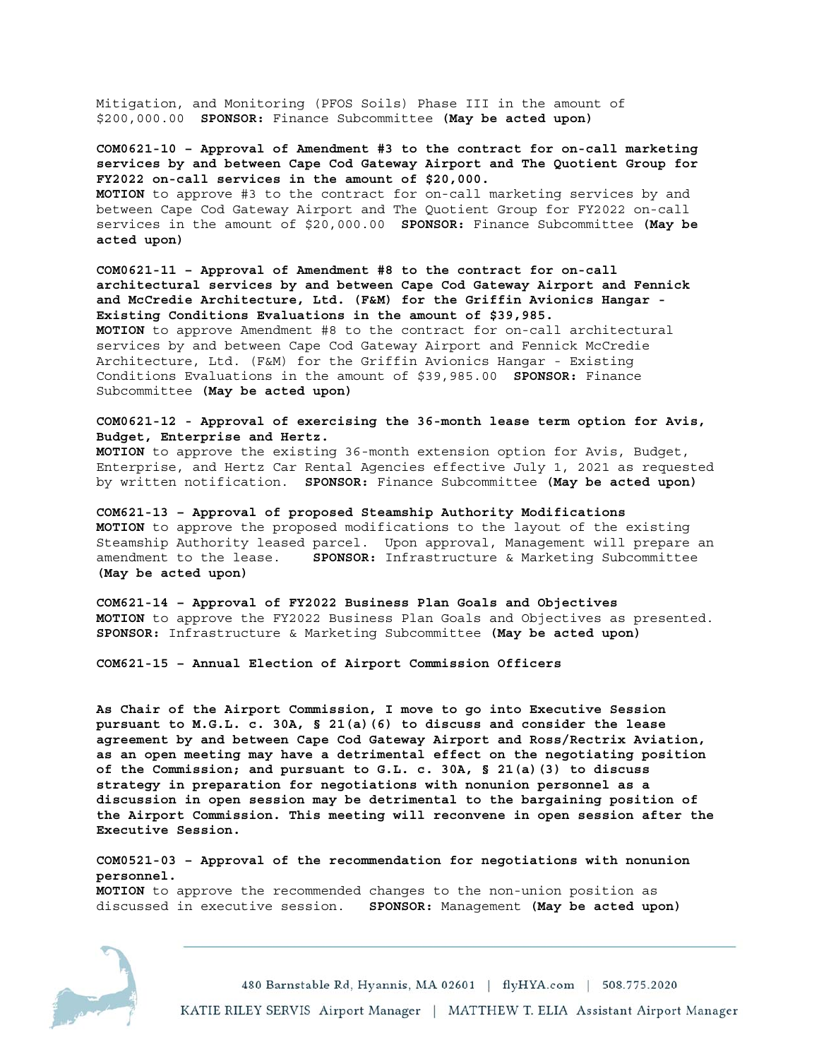Mitigation, and Monitoring (PFOS Soils) Phase III in the amount of $200,000.00 **SPONSOR:** Finance Subcommittee **(May be acted upon)**

**COM0621-10 – Approval of Amendment #3 to the contract for on-call marketing services by and between Cape Cod Gateway Airport and The Quotient Group for FY2022 on-call services in the amount of $20,000.**
**MOTION** to approve #3 to the contract for on-call marketing services by and between Cape Cod Gateway Airport and The Quotient Group for FY2022 on-call services in the amount of $20,000.00 **SPONSOR:** Finance Subcommittee **(May be acted upon)**

**COM0621-11 – Approval of Amendment #8 to the contract for on-call architectural services by and between Cape Cod Gateway Airport and Fennick and McCredie Architecture, Ltd. (F&M) for the Griffin Avionics Hangar - Existing Conditions Evaluations in the amount of $39,985.**
**MOTION** to approve Amendment #8 to the contract for on-call architectural services by and between Cape Cod Gateway Airport and Fennick McCredie Architecture, Ltd. (F&M) for the Griffin Avionics Hangar - Existing Conditions Evaluations in the amount of $39,985.00 **SPONSOR:** Finance Subcommittee **(May be acted upon)**

**COM0621-12 - Approval of exercising the 36-month lease term option for Avis, Budget, Enterprise and Hertz.**
**MOTION** to approve the existing 36-month extension option for Avis, Budget, Enterprise, and Hertz Car Rental Agencies effective July 1, 2021 as requested by written notification. **SPONSOR:** Finance Subcommittee **(May be acted upon)**

**COM621-13 – Approval of proposed Steamship Authority Modifications**
**MOTION** to approve the proposed modifications to the layout of the existing Steamship Authority leased parcel. Upon approval, Management will prepare an amendment to the lease. **SPONSOR:** Infrastructure & Marketing Subcommittee **(May be acted upon)**

**COM621-14 – Approval of FY2022 Business Plan Goals and Objectives**
**MOTION** to approve the FY2022 Business Plan Goals and Objectives as presented. **SPONSOR:** Infrastructure & Marketing Subcommittee **(May be acted upon)**

**COM621-15 – Annual Election of Airport Commission Officers**

**As Chair of the Airport Commission, I move to go into Executive Session pursuant to M.G.L. c. 30A, § 21(a)(6) to discuss and consider the lease agreement by and between Cape Cod Gateway Airport and Ross/Rectrix Aviation, as an open meeting may have a detrimental effect on the negotiating position of the Commission; and pursuant to G.L. c. 30A, § 21(a)(3) to discuss strategy in preparation for negotiations with nonunion personnel as a discussion in open session may be detrimental to the bargaining position of the Airport Commission. This meeting will reconvene in open session after the Executive Session.**

**COM0521-03 – Approval of the recommendation for negotiations with nonunion personnel.**
**MOTION** to approve the recommended changes to the non-union position as discussed in executive session. **SPONSOR:** Management **(May be acted upon)**

480 Barnstable Rd, Hyannis, MA 02601 | flyHYA.com | 508.775.2020

KATIE RILEY SERVIS Airport Manager | MATTHEW T. ELIA Assistant Airport Manager